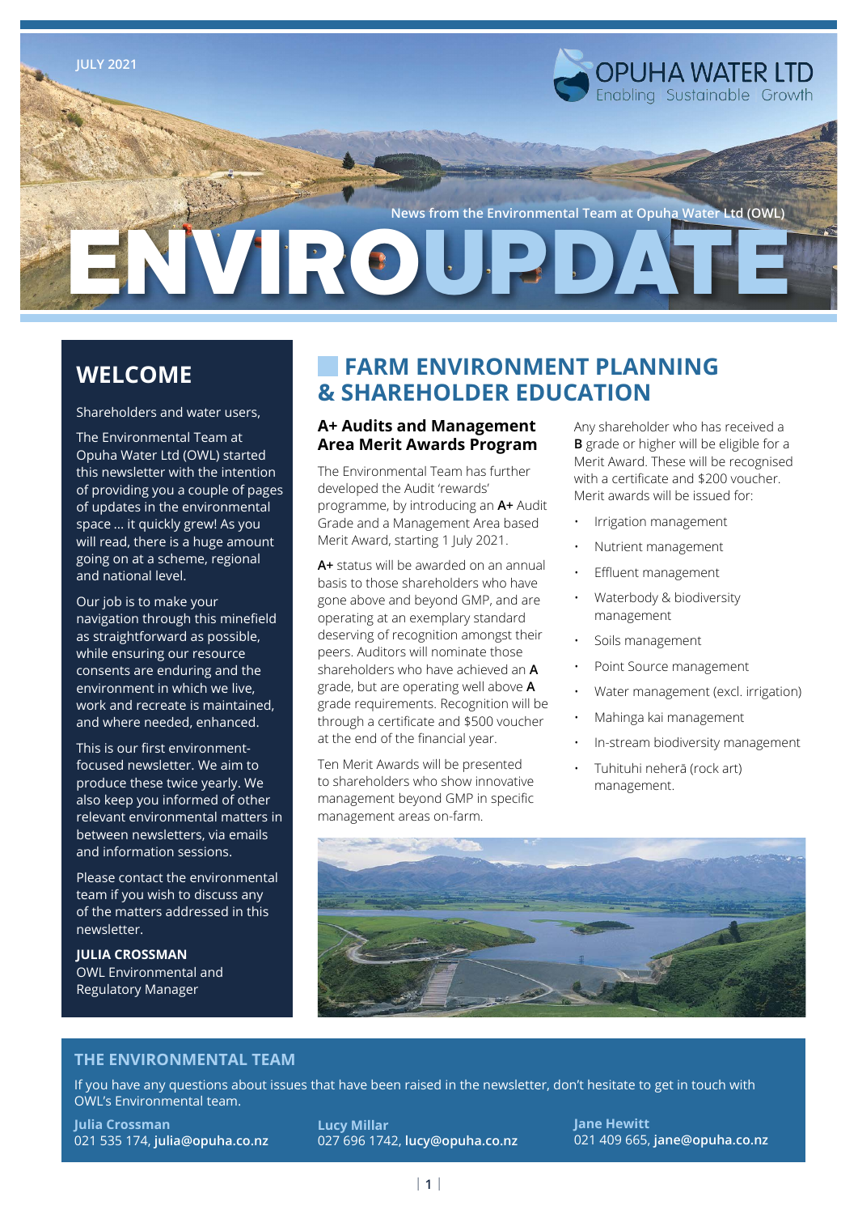JULY 2021

OPUHA WATER LTD
Enabling Sustainable Growth

News from the Environmental Team at Opuha Water Ltd (OWL)

# ENVIROUPDATE

## WELCOME

Shareholders and water users,

The Environmental Team at Opuha Water Ltd (OWL) started this newsletter with the intention of providing you a couple of pages of updates in the environmental space … it quickly grew! As you will read, there is a huge amount going on at a scheme, regional and national level.

Our job is to make your navigation through this minefield as straightforward as possible, while ensuring our resource consents are enduring and the environment in which we live, work and recreate is maintained, and where needed, enhanced.

This is our first environment-focused newsletter. We aim to produce these twice yearly. We also keep you informed of other relevant environmental matters in between newsletters, via emails and information sessions.

Please contact the environmental team if you wish to discuss any of the matters addressed in this newsletter.

**JULIA CROSSMAN**
OWL Environmental and Regulatory Manager

## FARM ENVIRONMENT PLANNING & SHAREHOLDER EDUCATION

### A+ Audits and Management Area Merit Awards Program

The Environmental Team has further developed the Audit 'rewards' programme, by introducing an **A+** Audit Grade and a Management Area based Merit Award, starting 1 July 2021.

**A+** status will be awarded on an annual basis to those shareholders who have gone above and beyond GMP, and are operating at an exemplary standard deserving of recognition amongst their peers. Auditors will nominate those shareholders who have achieved an **A** grade, but are operating well above **A** grade requirements. Recognition will be through a certificate and $500 voucher at the end of the financial year.

Ten Merit Awards will be presented to shareholders who show innovative management beyond GMP in specific management areas on-farm.

Any shareholder who has received a **B** grade or higher will be eligible for a Merit Award. These will be recognised with a certificate and $200 voucher. Merit awards will be issued for:

- Irrigation management
- Nutrient management
- Effluent management
- Waterbody & biodiversity management
- Soils management
- Point Source management
- Water management (excl. irrigation)
- Mahinga kai management
- In-stream biodiversity management
- Tuhituhi neherā (rock art) management.

### THE ENVIRONMENTAL TEAM

If you have any questions about issues that have been raised in the newsletter, don't hesitate to get in touch with OWL's Environmental team.

**Julia Crossman**
021 535 174, **julia@opuha.co.nz**

**Lucy Millar**
027 696 1742, **lucy@opuha.co.nz**

**Jane Hewitt**
021 409 665, **jane@opuha.co.nz**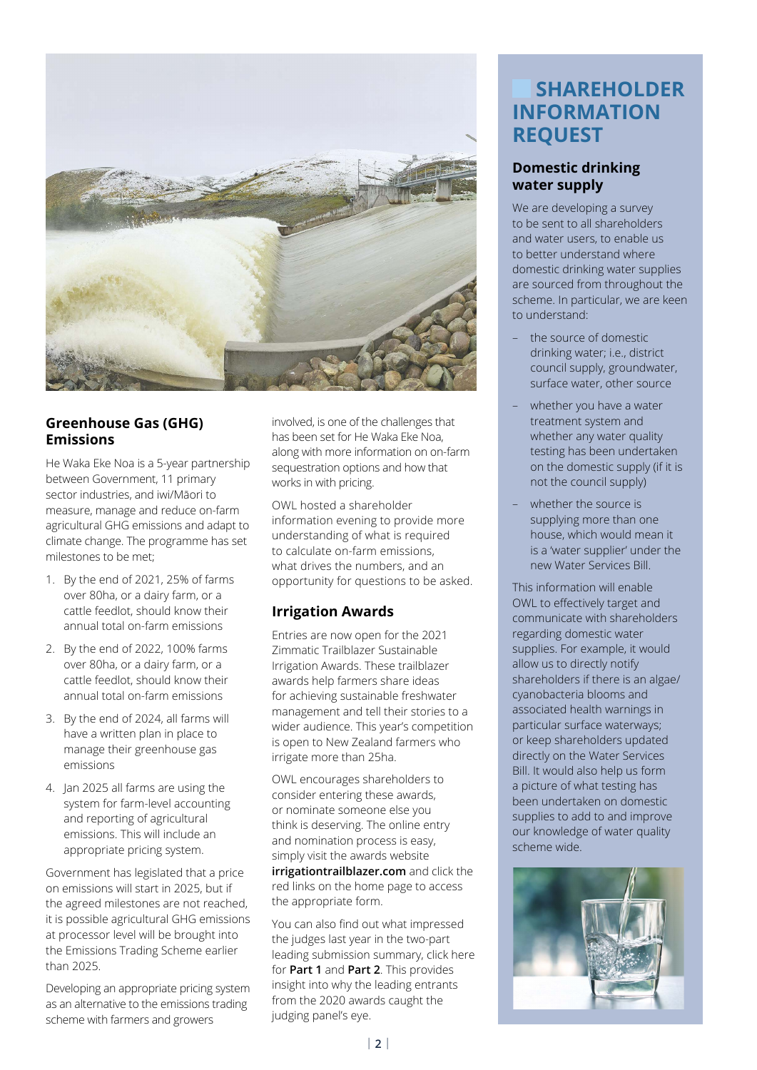## Greenhouse Gas (GHG) Emissions

He Waka Eke Noa is a 5-year partnership between Government, 11 primary sector industries, and iwi/Māori to measure, manage and reduce on-farm agricultural GHG emissions and adapt to climate change. The programme has set milestones to be met;

1. By the end of 2021, 25% of farms over 80ha, or a dairy farm, or a cattle feedlot, should know their annual total on-farm emissions
2. By the end of 2022, 100% farms over 80ha, or a dairy farm, or a cattle feedlot, should know their annual total on-farm emissions
3. By the end of 2024, all farms will have a written plan in place to manage their greenhouse gas emissions
4. Jan 2025 all farms are using the system for farm-level accounting and reporting of agricultural emissions. This will include an appropriate pricing system.

Government has legislated that a price on emissions will start in 2025, but if the agreed milestones are not reached, it is possible agricultural GHG emissions at processor level will be brought into the Emissions Trading Scheme earlier than 2025.

Developing an appropriate pricing system as an alternative to the emissions trading scheme with farmers and growers involved, is one of the challenges that has been set for He Waka Eke Noa, along with more information on on-farm sequestration options and how that works in with pricing.

OWL hosted a shareholder information evening to provide more understanding of what is required to calculate on-farm emissions, what drives the numbers, and an opportunity for questions to be asked.

## Irrigation Awards

Entries are now open for the 2021 Zimmatic Trailblazer Sustainable Irrigation Awards. These trailblazer awards help farmers share ideas for achieving sustainable freshwater management and tell their stories to a wider audience. This year's competition is open to New Zealand farmers who irrigate more than 25ha.

OWL encourages shareholders to consider entering these awards, or nominate someone else you think is deserving. The online entry and nomination process is easy, simply visit the awards website **irrigationtrailblazer.com** and click the red links on the home page to access the appropriate form.

You can also find out what impressed the judges last year in the two-part leading submission summary, click here for **Part 1** and **Part 2**. This provides insight into why the leading entrants from the 2020 awards caught the judging panel's eye.

# SHAREHOLDER INFORMATION REQUEST

## Domestic drinking water supply

We are developing a survey to be sent to all shareholders and water users, to enable us to better understand where domestic drinking water supplies are sourced from throughout the scheme. In particular, we are keen to understand:

- the source of domestic drinking water; i.e., district council supply, groundwater, surface water, other source
- whether you have a water treatment system and whether any water quality testing has been undertaken on the domestic supply (if it is not the council supply)
- whether the source is supplying more than one house, which would mean it is a 'water supplier' under the new Water Services Bill.

This information will enable OWL to effectively target and communicate with shareholders regarding domestic water supplies. For example, it would allow us to directly notify shareholders if there is an algae/cyanobacteria blooms and associated health warnings in particular surface waterways; or keep shareholders updated directly on the Water Services Bill. It would also help us form a picture of what testing has been undertaken on domestic supplies to add to and improve our knowledge of water quality scheme wide.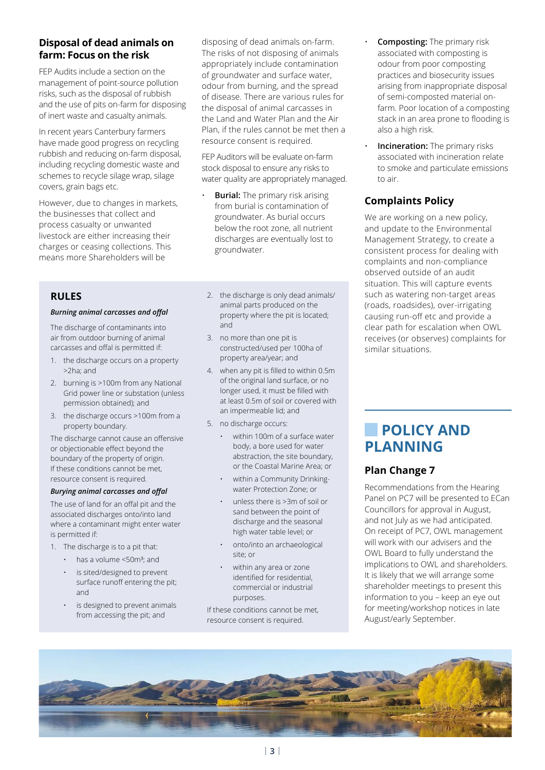## Disposal of dead animals on farm: Focus on the risk

FEP Audits include a section on the management of point-source pollution risks, such as the disposal of rubbish and the use of pits on-farm for disposing of inert waste and casualty animals.

In recent years Canterbury farmers have made good progress on recycling rubbish and reducing on-farm disposal, including recycling domestic waste and schemes to recycle silage wrap, silage covers, grain bags etc.

However, due to changes in markets, the businesses that collect and process casualty or unwanted livestock are either increasing their charges or ceasing collections. This means more Shareholders will be disposing of dead animals on-farm. The risks of not disposing of animals appropriately include contamination of groundwater and surface water, odour from burning, and the spread of disease. There are various rules for the disposal of animal carcasses in the Land and Water Plan and the Air Plan, if the rules cannot be met then a resource consent is required.

FEP Auditors will be evaluate on-farm stock disposal to ensure any risks to water quality are appropriately managed.

- **Burial:** The primary risk arising from burial is contamination of groundwater. As burial occurs below the root zone, all nutrient discharges are eventually lost to groundwater.
- **Composting:** The primary risk associated with composting is odour from poor composting practices and biosecurity issues arising from inappropriate disposal of semi-composted material on-farm. Poor location of a composting stack in an area prone to flooding is also a high risk.
- **Incineration:** The primary risks associated with incineration relate to smoke and particulate emissions to air.

### RULES

***Burning animal carcasses and offal***

The discharge of contaminants into air from outdoor burning of animal carcasses and offal is permitted if:

1. the discharge occurs on a property >2ha; and
2. burning is >100m from any National Grid power line or substation (unless permission obtained); and
3. the discharge occurs >100m from a property boundary.

The discharge cannot cause an offensive or objectionable effect beyond the boundary of the property of origin. If these conditions cannot be met, resource consent is required.

***Burying animal carcasses and offal***

The use of land for an offal pit and the associated discharges onto/into land where a contaminant might enter water is permitted if:

1. The discharge is to a pit that:
   - has a volume <50m³; and
   - is sited/designed to prevent surface runoff entering the pit; and
   - is designed to prevent animals from accessing the pit; and
2. the discharge is only dead animals/ animal parts produced on the property where the pit is located; and
3. no more than one pit is constructed/used per 100ha of property area/year; and
4. when any pit is filled to within 0.5m of the original land surface, or no longer used, it must be filled with at least 0.5m of soil or covered with an impermeable lid; and
5. no discharge occurs:
   - within 100m of a surface water body, a bore used for water abstraction, the site boundary, or the Coastal Marine Area; or
   - within a Community Drinking-water Protection Zone; or
   - unless there is >3m of soil or sand between the point of discharge and the seasonal high water table level; or
   - onto/into an archaeological site; or
   - within any area or zone identified for residential, commercial or industrial purposes.

If these conditions cannot be met, resource consent is required.

## Complaints Policy

We are working on a new policy, and update to the Environmental Management Strategy, to create a consistent process for dealing with complaints and non-compliance observed outside of an audit situation. This will capture events such as watering non-target areas (roads, roadsides), over-irrigating causing run-off etc and provide a clear path for escalation when OWL receives (or observes) complaints for similar situations.

# POLICY AND PLANNING

## Plan Change 7

Recommendations from the Hearing Panel on PC7 will be presented to ECan Councillors for approval in August, and not July as we had anticipated. On receipt of PC7, OWL management will work with our advisers and the OWL Board to fully understand the implications to OWL and shareholders. It is likely that we will arrange some shareholder meetings to present this information to you – keep an eye out for meeting/workshop notices in late August/early September.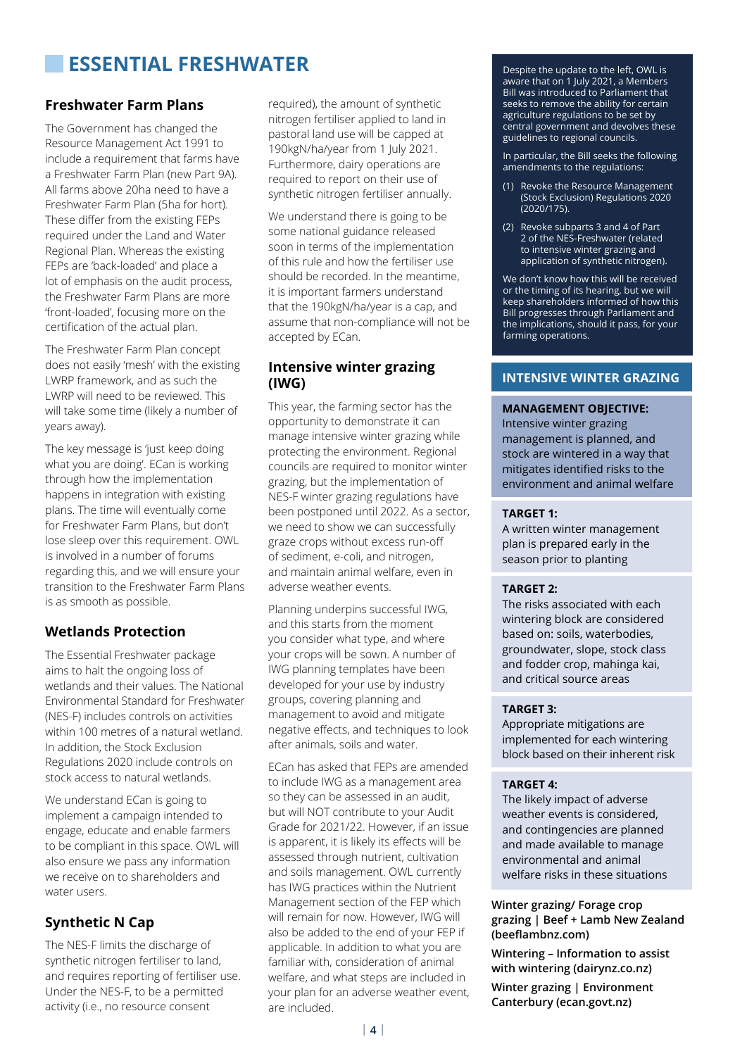# ESSENTIAL FRESHWATER

## Freshwater Farm Plans

The Government has changed the Resource Management Act 1991 to include a requirement that farms have a Freshwater Farm Plan (new Part 9A). All farms above 20ha need to have a Freshwater Farm Plan (5ha for hort). These differ from the FEPs required under the Land and Water Regional Plan. Whereas the existing FEPs are 'back-loaded' and place a lot of emphasis on the audit process, the Freshwater Farm Plans are more 'front-loaded', focusing more on the certification of the actual plan.

The Freshwater Farm Plan concept does not easily 'mesh' with the existing LWRP framework, and as such the LWRP will need to be reviewed. This will take some time (likely a number of years away).

The key message is 'just keep doing what you are doing'. ECan is working through how the implementation happens in integration with existing plans. The time will eventually come for Freshwater Farm Plans, but don't lose sleep over this requirement. OWL is involved in a number of forums regarding this, and we will ensure your transition to the Freshwater Farm Plans is as smooth as possible.

## Wetlands Protection

The Essential Freshwater package aims to halt the ongoing loss of wetlands and their values. The National Environmental Standard for Freshwater (NES-F) includes controls on activities within 100 metres of a natural wetland. In addition, the Stock Exclusion Regulations 2020 include controls on stock access to natural wetlands.

We understand ECan is going to implement a campaign intended to engage, educate and enable farmers to be compliant in this space. OWL will also ensure we pass any information we receive on to shareholders and water users.

## Synthetic N Cap

The NES-F limits the discharge of synthetic nitrogen fertiliser to land, and requires reporting of fertiliser use. Under the NES-F, to be a permitted activity (i.e., no resource consent required), the amount of synthetic nitrogen fertiliser applied to land in pastoral land use will be capped at 190kgN/ha/year from 1 July 2021. Furthermore, dairy operations are required to report on their use of synthetic nitrogen fertiliser annually.

We understand there is going to be some national guidance released soon in terms of the implementation of this rule and how the fertiliser use should be recorded. In the meantime, it is important farmers understand that the 190kgN/ha/year is a cap, and assume that non-compliance will not be accepted by ECan.

## Intensive winter grazing (IWG)

This year, the farming sector has the opportunity to demonstrate it can manage intensive winter grazing while protecting the environment. Regional councils are required to monitor winter grazing, but the implementation of NES-F winter grazing regulations have been postponed until 2022. As a sector, we need to show we can successfully graze crops without excess run-off of sediment, e-coli, and nitrogen, and maintain animal welfare, even in adverse weather events.

Planning underpins successful IWG, and this starts from the moment you consider what type, and where your crops will be sown. A number of IWG planning templates have been developed for your use by industry groups, covering planning and management to avoid and mitigate negative effects, and techniques to look after animals, soils and water.

ECan has asked that FEPs are amended to include IWG as a management area so they can be assessed in an audit, but will NOT contribute to your Audit Grade for 2021/22. However, if an issue is apparent, it is likely its effects will be assessed through nutrient, cultivation and soils management. OWL currently has IWG practices within the Nutrient Management section of the FEP which will remain for now. However, IWG will also be added to the end of your FEP if applicable. In addition to what you are familiar with, consideration of animal welfare, and what steps are included in your plan for an adverse weather event, are included.

Despite the update to the left, OWL is aware that on 1 July 2021, a Members Bill was introduced to Parliament that seeks to remove the ability for certain agriculture regulations to be set by central government and devolves these guidelines to regional councils.

In particular, the Bill seeks the following amendments to the regulations:

(1) Revoke the Resource Management (Stock Exclusion) Regulations 2020 (2020/175).

(2) Revoke subparts 3 and 4 of Part 2 of the NES-Freshwater (related to intensive winter grazing and application of synthetic nitrogen).

We don't know how this will be received or the timing of its hearing, but we will keep shareholders informed of how this Bill progresses through Parliament and the implications, should it pass, for your farming operations.

### INTENSIVE WINTER GRAZING

**MANAGEMENT OBJECTIVE:**
Intensive winter grazing management is planned, and stock are wintered in a way that mitigates identified risks to the environment and animal welfare

**TARGET 1:**
A written winter management plan is prepared early in the season prior to planting

**TARGET 2:**
The risks associated with each wintering block are considered based on: soils, waterbodies, groundwater, slope, stock class and fodder crop, mahinga kai, and critical source areas

**TARGET 3:**
Appropriate mitigations are implemented for each wintering block based on their inherent risk

**TARGET 4:**
The likely impact of adverse weather events is considered, and contingencies are planned and made available to manage environmental and animal welfare risks in these situations

**Winter grazing/ Forage crop grazing | Beef + Lamb New Zealand (beeflambnz.com)**

**Wintering – Information to assist with wintering (dairynz.co.nz)**

**Winter grazing | Environment Canterbury (ecan.govt.nz)**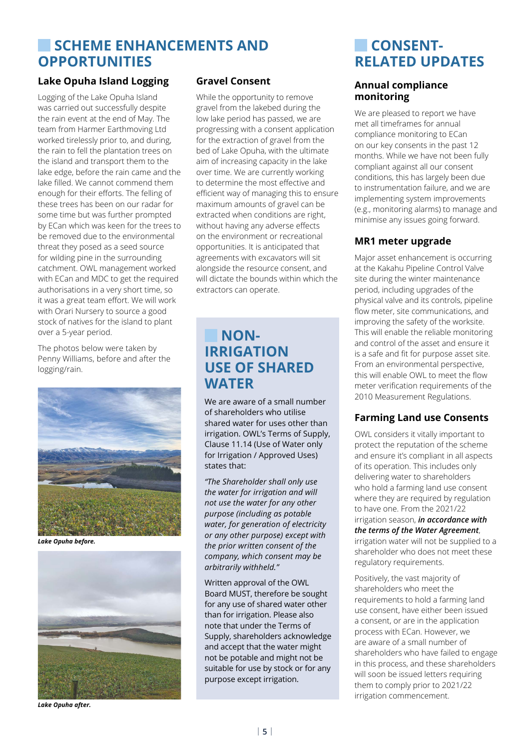## SCHEME ENHANCEMENTS AND OPPORTUNITIES

### Lake Opuha Island Logging

Logging of the Lake Opuha Island was carried out successfully despite the rain event at the end of May. The team from Harmer Earthmoving Ltd worked tirelessly prior to, and during, the rain to fell the plantation trees on the island and transport them to the lake edge, before the rain came and the lake filled. We cannot commend them enough for their efforts. The felling of these trees has been on our radar for some time but was further prompted by ECan which was keen for the trees to be removed due to the environmental threat they posed as a seed source for wilding pine in the surrounding catchment. OWL management worked with ECan and MDC to get the required authorisations in a very short time, so it was a great team effort. We will work with Orari Nursery to source a good stock of natives for the island to plant over a 5-year period.

The photos below were taken by Penny Williams, before and after the logging/rain.

***Lake Opuha before.***

***Lake Opuha after.***

### Gravel Consent

While the opportunity to remove gravel from the lakebed during the low lake period has passed, we are progressing with a consent application for the extraction of gravel from the bed of Lake Opuha, with the ultimate aim of increasing capacity in the lake over time. We are currently working to determine the most effective and efficient way of managing this to ensure maximum amounts of gravel can be extracted when conditions are right, without having any adverse effects on the environment or recreational opportunities. It is anticipated that agreements with excavators will sit alongside the resource consent, and will dictate the bounds within which the extractors can operate.

## NON-IRRIGATION USE OF SHARED WATER

We are aware of a small number of shareholders who utilise shared water for uses other than irrigation. OWL's Terms of Supply, Clause 11.14 (Use of Water only for Irrigation / Approved Uses) states that:

*"The Shareholder shall only use the water for irrigation and will not use the water for any other purpose (including as potable water, for generation of electricity or any other purpose) except with the prior written consent of the company, which consent may be arbitrarily withheld."*

Written approval of the OWL Board MUST, therefore be sought for any use of shared water other than for irrigation. Please also note that under the Terms of Supply, shareholders acknowledge and accept that the water might not be potable and might not be suitable for use by stock or for any purpose except irrigation.

## CONSENT-RELATED UPDATES

### Annual compliance monitoring

We are pleased to report we have met all timeframes for annual compliance monitoring to ECan on our key consents in the past 12 months. While we have not been fully compliant against all our consent conditions, this has largely been due to instrumentation failure, and we are implementing system improvements (e.g., monitoring alarms) to manage and minimise any issues going forward.

### MR1 meter upgrade

Major asset enhancement is occurring at the Kakahu Pipeline Control Valve site during the winter maintenance period, including upgrades of the physical valve and its controls, pipeline flow meter, site communications, and improving the safety of the worksite. This will enable the reliable monitoring and control of the asset and ensure it is a safe and fit for purpose asset site. From an environmental perspective, this will enable OWL to meet the flow meter verification requirements of the 2010 Measurement Regulations.

### Farming Land use Consents

OWL considers it vitally important to protect the reputation of the scheme and ensure it's compliant in all aspects of its operation. This includes only delivering water to shareholders who hold a farming land use consent where they are required by regulation to have one. From the 2021/22 irrigation season, ***in accordance with the terms of the Water Agreement***, irrigation water will not be supplied to a shareholder who does not meet these regulatory requirements.

Positively, the vast majority of shareholders who meet the requirements to hold a farming land use consent, have either been issued a consent, or are in the application process with ECan. However, we are aware of a small number of shareholders who have failed to engage in this process, and these shareholders will soon be issued letters requiring them to comply prior to 2021/22 irrigation commencement.